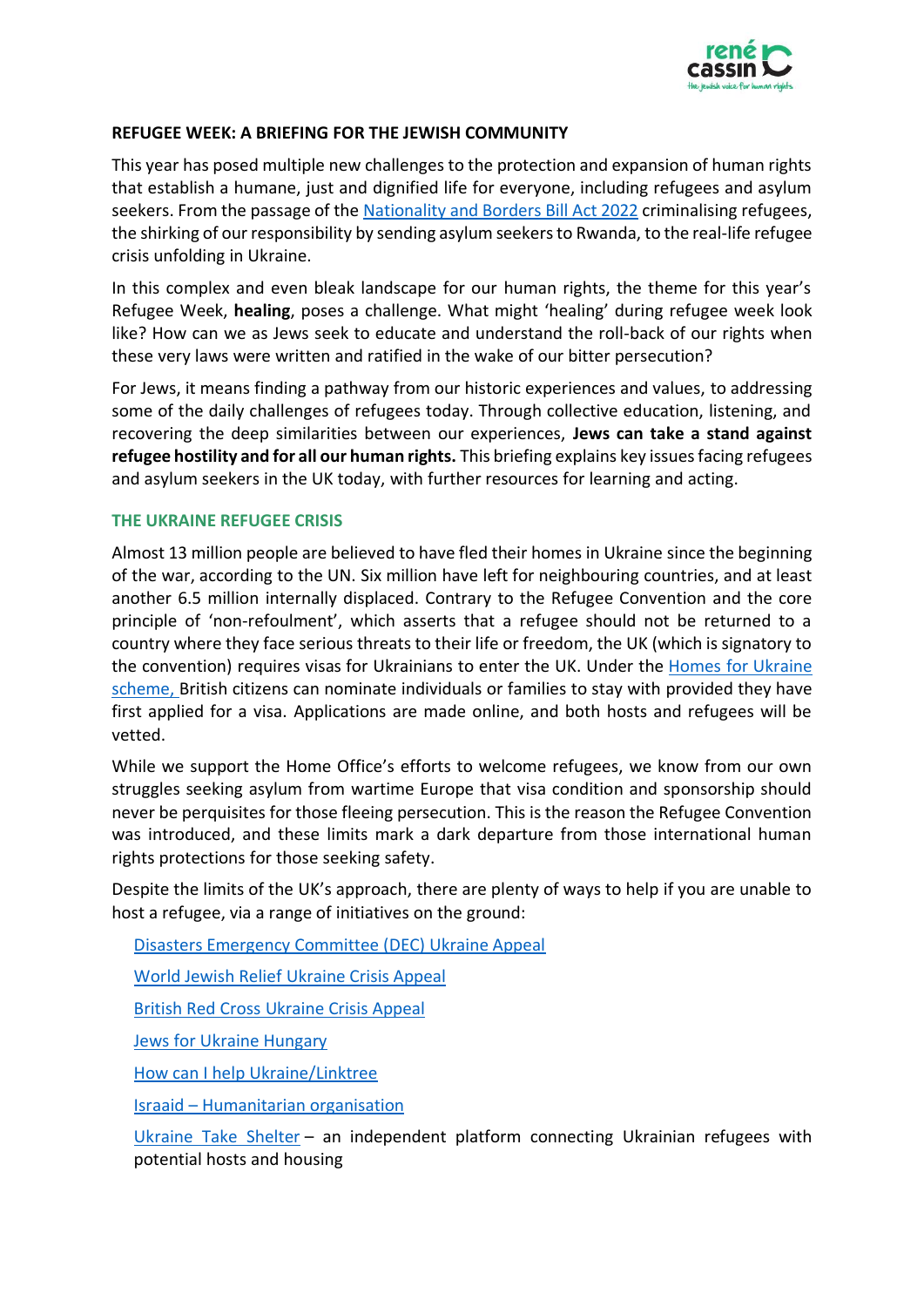## REFUGEE WEEK: A BRIEFING FOR THE JEWISH COMMUNITY

This year has posed multiple new challenges to the protection and expansion of human rights that establish a humane, just and dignified life for everyone, including refugees and asylum seekers. From the passage of the [Nationality and Borders Bill Act 2022]() criminalising refugees, the shirking of our responsibility by sending asylum seekers to Rwanda, to the real-life refugee crisis unfolding in Ukraine.

In this complex and even bleak landscape for our human rights, the theme for this year's Refugee Week, **healing**, poses a challenge. What might 'healing' during refugee week look like? How can we as Jews seek to educate and understand the roll-back of our rights when these very laws were written and ratified in the wake of our bitter persecution?

For Jews, it means finding a pathway from our historic experiences and values, to addressing some of the daily challenges of refugees today. Through collective education, listening, and recovering the deep similarities between our experiences, **Jews can take a stand against refugee hostility and for all our human rights.** This briefing explains key issues facing refugees and asylum seekers in the UK today, with further resources for learning and acting.

### THE UKRAINE REFUGEE CRISIS

Almost 13 million people are believed to have fled their homes in Ukraine since the beginning of the war, according to the UN. Six million have left for neighbouring countries, and at least another 6.5 million internally displaced. Contrary to the Refugee Convention and the core principle of 'non-refoulment', which asserts that a refugee should not be returned to a country where they face serious threats to their life or freedom, the UK (which is signatory to the convention) requires visas for Ukrainians to enter the UK. Under the [Homes for Ukraine scheme,]() British citizens can nominate individuals or families to stay with provided they have first applied for a visa. Applications are made online, and both hosts and refugees will be vetted.

While we support the Home Office's efforts to welcome refugees, we know from our own struggles seeking asylum from wartime Europe that visa condition and sponsorship should never be perquisites for those fleeing persecution. This is the reason the Refugee Convention was introduced, and these limits mark a dark departure from those international human rights protections for those seeking safety.

Despite the limits of the UK's approach, there are plenty of ways to help if you are unable to host a refugee, via a range of initiatives on the ground:

- [Disasters Emergency Committee (DEC) Ukraine Appeal]()
- [World Jewish Relief Ukraine Crisis Appeal]()
- [British Red Cross Ukraine Crisis Appeal]()
- [Jews for Ukraine Hungary]()
- [How can I help Ukraine/Linktree]()
- [Israaid – Humanitarian organisation]()
- [Ukraine Take Shelter]() – an independent platform connecting Ukrainian refugees with potential hosts and housing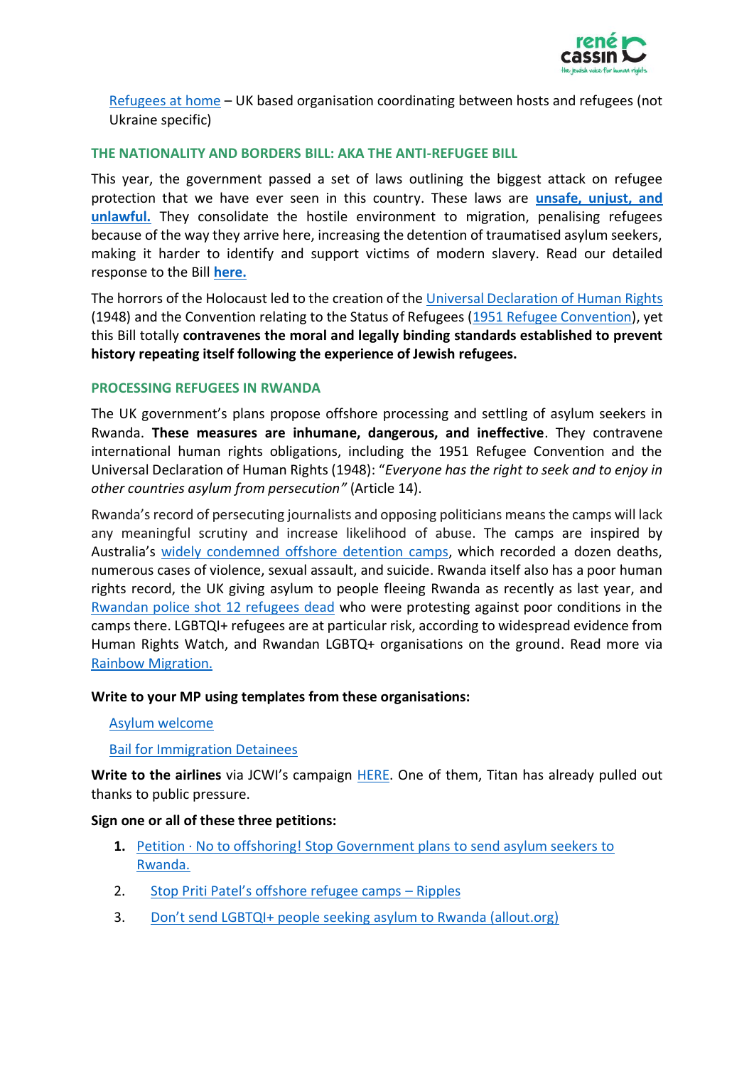[Refugees at home](#) – UK based organisation coordinating between hosts and refugees (not Ukraine specific)

## THE NATIONALITY AND BORDERS BILL: AKA THE ANTI-REFUGEE BILL

This year, the government passed a set of laws outlining the biggest attack on refugee protection that we have ever seen in this country. These laws are **unsafe, unjust, and unlawful.** They consolidate the hostile environment to migration, penalising refugees because of the way they arrive here, increasing the detention of traumatised asylum seekers, making it harder to identify and support victims of modern slavery. Read our detailed response to the Bill **here.**

The horrors of the Holocaust led to the creation of the Universal Declaration of Human Rights (1948) and the Convention relating to the Status of Refugees (1951 Refugee Convention), yet this Bill totally **contravenes the moral and legally binding standards established to prevent history repeating itself following the experience of Jewish refugees.**

## PROCESSING REFUGEES IN RWANDA

The UK government's plans propose offshore processing and settling of asylum seekers in Rwanda. **These measures are inhumane, dangerous, and ineffective**. They contravene international human rights obligations, including the 1951 Refugee Convention and the Universal Declaration of Human Rights (1948): "*Everyone has the right to seek and to enjoy in other countries asylum from persecution"* (Article 14).

Rwanda's record of persecuting journalists and opposing politicians means the camps will lack any meaningful scrutiny and increase likelihood of abuse. The camps are inspired by Australia's widely condemned offshore detention camps, which recorded a dozen deaths, numerous cases of violence, sexual assault, and suicide. Rwanda itself also has a poor human rights record, the UK giving asylum to people fleeing Rwanda as recently as last year, and Rwandan police shot 12 refugees dead who were protesting against poor conditions in the camps there. LGBTQI+ refugees are at particular risk, according to widespread evidence from Human Rights Watch, and Rwandan LGBTQ+ organisations on the ground. Read more via Rainbow Migration.

**Write to your MP using templates from these organisations:**

Asylum welcome

Bail for Immigration Detainees

**Write to the airlines** via JCWI's campaign HERE. One of them, Titan has already pulled out thanks to public pressure.

**Sign one or all of these three petitions:**

1. Petition · No to offshoring! Stop Government plans to send asylum seekers to Rwanda.
2. Stop Priti Patel's offshore refugee camps – Ripples
3. Don't send LGBTQI+ people seeking asylum to Rwanda (allout.org)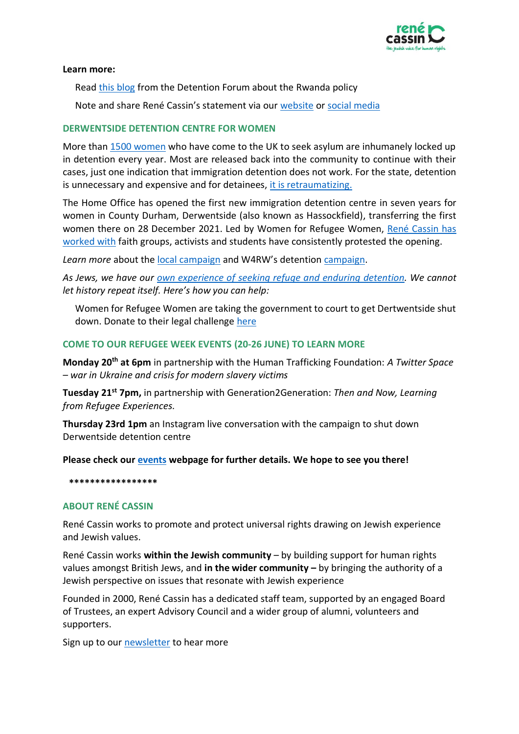**Learn more:**

Read this blog from the Detention Forum about the Rwanda policy

Note and share René Cassin's statement via our website or social media

## DERWENTSIDE DETENTION CENTRE FOR WOMEN

More than 1500 women who have come to the UK to seek asylum are inhumanely locked up in detention every year. Most are released back into the community to continue with their cases, just one indication that immigration detention does not work. For the state, detention is unnecessary and expensive and for detainees, it is retraumatizing.

The Home Office has opened the first new immigration detention centre in seven years for women in County Durham, Derwentside (also known as Hassockfield), transferring the first women there on 28 December 2021. Led by Women for Refugee Women, René Cassin has worked with faith groups, activists and students have consistently protested the opening.

*Learn more* about the local campaign and W4RW's detention campaign.

*As Jews, we have our own experience of seeking refuge and enduring detention. We cannot let history repeat itself. Here's how you can help:*

Women for Refugee Women are taking the government to court to get Dertwentside shut down. Donate to their legal challenge here

## COME TO OUR REFUGEE WEEK EVENTS (20-26 JUNE) TO LEARN MORE

**Monday 20th at 6pm** in partnership with the Human Trafficking Foundation: *A Twitter Space – war in Ukraine and crisis for modern slavery victims*

**Tuesday 21st 7pm,** in partnership with Generation2Generation: *Then and Now, Learning from Refugee Experiences.*

**Thursday 23rd 1pm** an Instagram live conversation with the campaign to shut down Derwentside detention centre

**Please check our events webpage for further details. We hope to see you there!**

*****************

## ABOUT RENÉ CASSIN

René Cassin works to promote and protect universal rights drawing on Jewish experience and Jewish values.

René Cassin works **within the Jewish community** – by building support for human rights values amongst British Jews, and **in the wider community –** by bringing the authority of a Jewish perspective on issues that resonate with Jewish experience

Founded in 2000, René Cassin has a dedicated staff team, supported by an engaged Board of Trustees, an expert Advisory Council and a wider group of alumni, volunteers and supporters.

Sign up to our newsletter to hear more